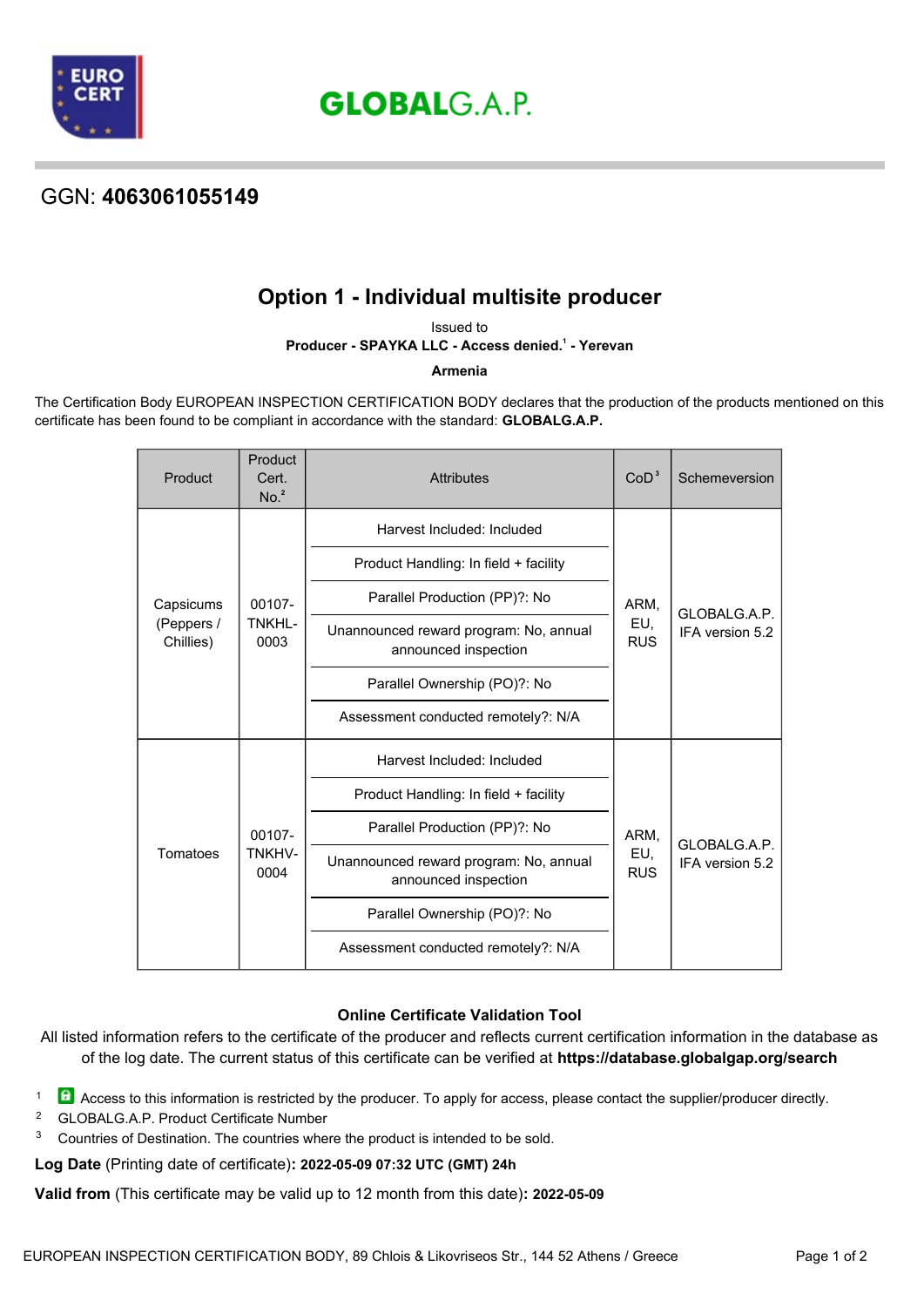GLOBALG.A.P.

GGN: **4063061055149**

# Option 1 - Individual multisite producer

Issued to

**Producer - SPAYKA LLC - Access denied.[1] - Yerevan**

**Armenia**

The Certification Body EUROPEAN INSPECTION CERTIFICATION BODY declares that the production of the products mentioned on this certificate has been found to be compliant in accordance with the standard: **GLOBALG.A.P.**

| Product | Product Cert. No.[2] | Attributes | CoD[3] | Schemeversion |
|---|---|---|---|---|
| Capsicums (Peppers / Chillies) | 00107-TNKHL-0003 | Harvest Included: Included<br>Product Handling: In field + facility<br>Parallel Production (PP)?: No<br>Unannounced reward program: No, annual announced inspection<br>Parallel Ownership (PO)?: No<br>Assessment conducted remotely?: N/A | ARM, EU, RUS | GLOBALG.A.P. IFA version 5.2 |
| Tomatoes | 00107-TNKHV-0004 | Harvest Included: Included<br>Product Handling: In field + facility<br>Parallel Production (PP)?: No<br>Unannounced reward program: No, annual announced inspection<br>Parallel Ownership (PO)?: No<br>Assessment conducted remotely?: N/A | ARM, EU, RUS | GLOBALG.A.P. IFA version 5.2 |

**Online Certificate Validation Tool**

All listed information refers to the certificate of the producer and reflects current certification information in the database as of the log date. The current status of this certificate can be verified at **https://database.globalgap.org/search**

1 Access to this information is restricted by the producer. To apply for access, please contact the supplier/producer directly.

2 GLOBALG.A.P. Product Certificate Number

3 Countries of Destination. The countries where the product is intended to be sold.

**Log Date** (Printing date of certificate)**: 2022-05-09 07:32 UTC (GMT) 24h**

**Valid from** (This certificate may be valid up to 12 month from this date)**: 2022-05-09**

EUROPEAN INSPECTION CERTIFICATION BODY, 89 Chlois & Likovriseos Str., 144 52 Athens / Greece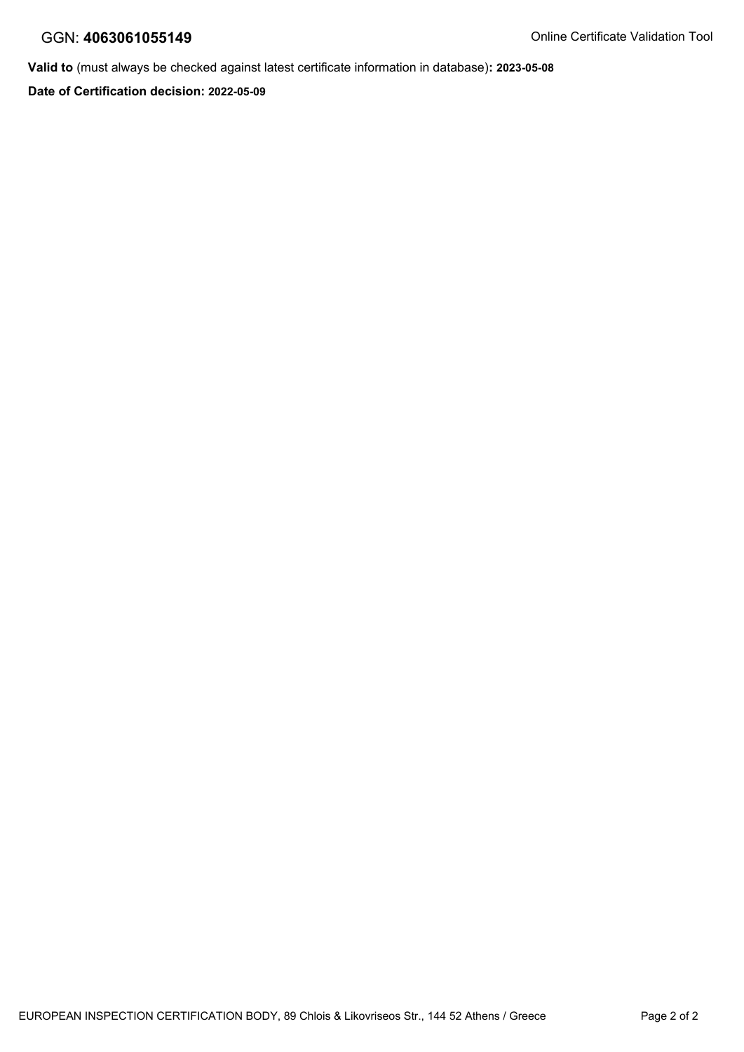GGN: **4063061055149**

Online Certificate Validation Tool

**Valid to** (must always be checked against latest certificate information in database)**: 2023-05-08**

**Date of Certification decision: 2022-05-09**

EUROPEAN INSPECTION CERTIFICATION BODY, 89 Chlois & Likovriseos Str., 144 52 Athens / Greece